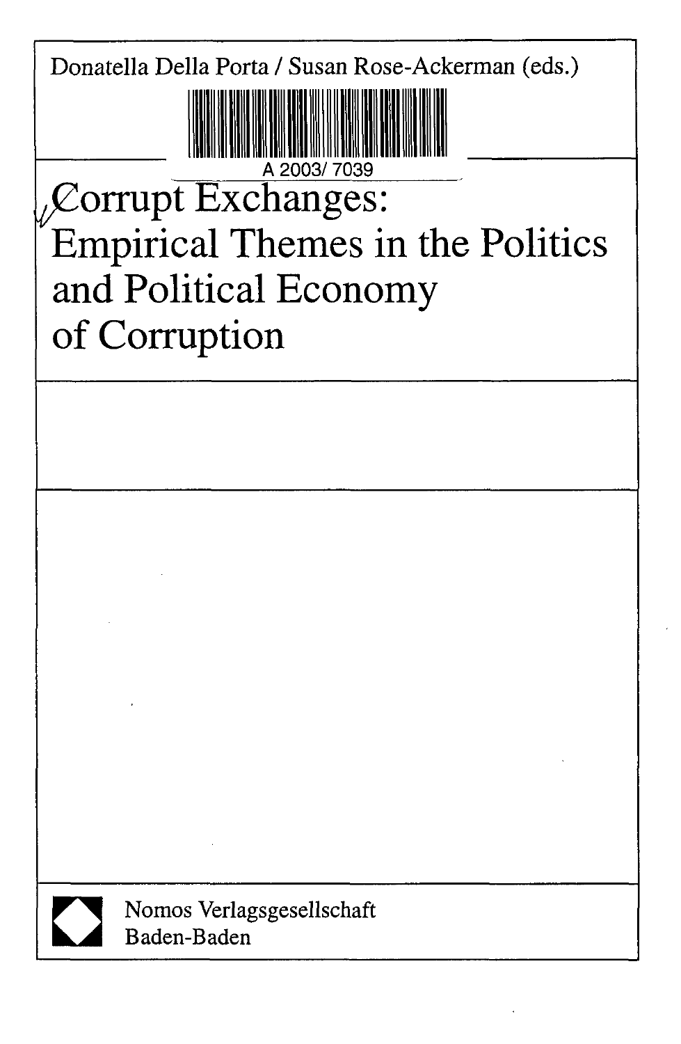Donatella Della Porta / Susan Rose-Ackerman (eds.)

A 2003/ 7039

# Corrupt Exchanges: Empirical Themes in the Politics and Political Economy of Corruption

Nomos Verlagsgesellschaft
Baden-Baden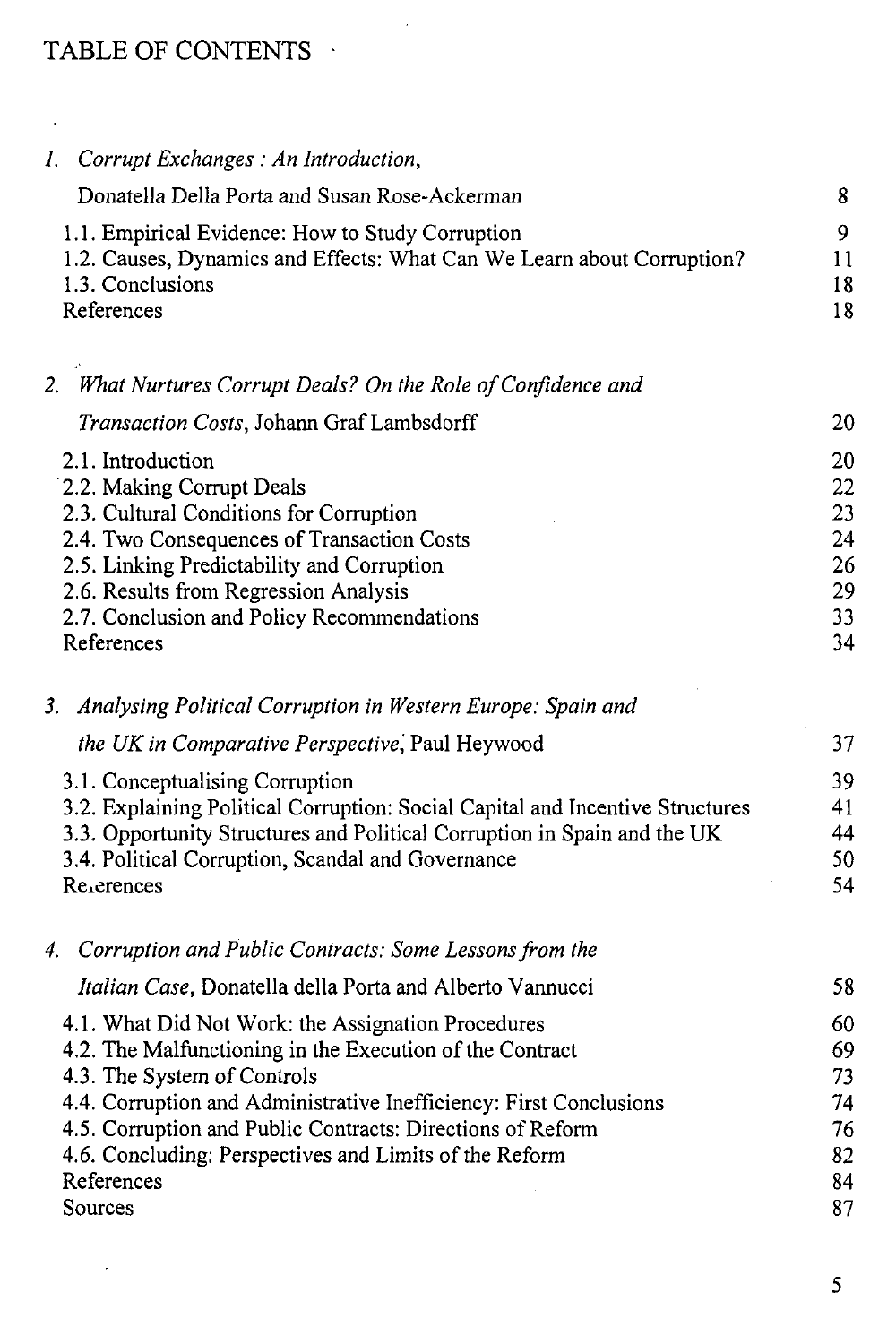# TABLE OF CONTENTS

*1. Corrupt Exchanges : An Introduction,*
Donatella Della Porta and Susan Rose-Ackerman — 8

- 1.1. Empirical Evidence: How to Study Corruption — 9
- 1.2. Causes, Dynamics and Effects: What Can We Learn about Corruption? — 11
- 1.3. Conclusions — 18
- References — 18

*2. What Nurtures Corrupt Deals? On the Role of Confidence and Transaction Costs*, Johann Graf Lambsdorff — 20

- 2.1. Introduction — 20
- 2.2. Making Corrupt Deals — 22
- 2.3. Cultural Conditions for Corruption — 23
- 2.4. Two Consequences of Transaction Costs — 24
- 2.5. Linking Predictability and Corruption — 26
- 2.6. Results from Regression Analysis — 29
- 2.7. Conclusion and Policy Recommendations — 33
- References — 34

*3. Analysing Political Corruption in Western Europe: Spain and the UK in Comparative Perspective*, Paul Heywood — 37

- 3.1. Conceptualising Corruption — 39
- 3.2. Explaining Political Corruption: Social Capital and Incentive Structures — 41
- 3.3. Opportunity Structures and Political Corruption in Spain and the UK — 44
- 3.4. Political Corruption, Scandal and Governance — 50
- References — 54

*4. Corruption and Public Contracts: Some Lessons from the Italian Case*, Donatella della Porta and Alberto Vannucci — 58

- 4.1. What Did Not Work: the Assignation Procedures — 60
- 4.2. The Malfunctioning in the Execution of the Contract — 69
- 4.3. The System of Controls — 73
- 4.4. Corruption and Administrative Inefficiency: First Conclusions — 74
- 4.5. Corruption and Public Contracts: Directions of Reform — 76
- 4.6. Concluding: Perspectives and Limits of the Reform — 82
- References — 84
- Sources — 87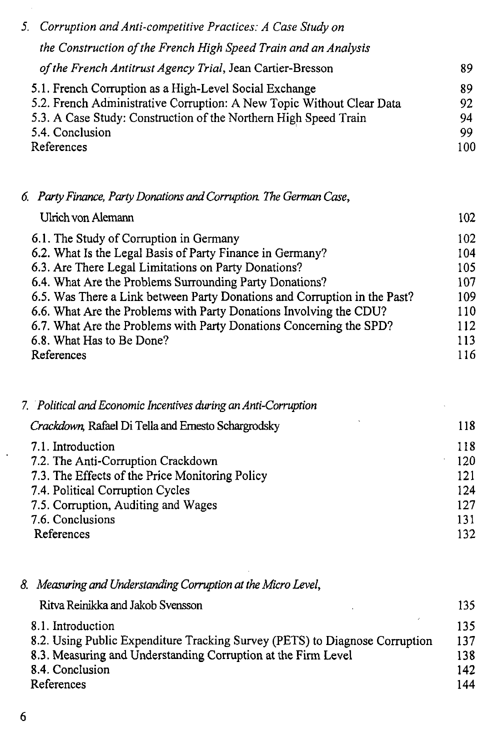5. *Corruption and Anti-competitive Practices: A Case Study on the Construction of the French High Speed Train and an Analysis of the French Antitrust Agency Trial*, Jean Cartier-Bresson — 89

- 5.1. French Corruption as a High-Level Social Exchange — 89
- 5.2. French Administrative Corruption: A New Topic Without Clear Data — 92
- 5.3. A Case Study: Construction of the Northern High Speed Train — 94
- 5.4. Conclusion — 99
- References — 100

6. *Party Finance, Party Donations and Corruption. The German Case*, Ulrich von Alemann — 102

- 6.1. The Study of Corruption in Germany — 102
- 6.2. What Is the Legal Basis of Party Finance in Germany? — 104
- 6.3. Are There Legal Limitations on Party Donations? — 105
- 6.4. What Are the Problems Surrounding Party Donations? — 107
- 6.5. Was There a Link between Party Donations and Corruption in the Past? — 109
- 6.6. What Are the Problems with Party Donations Involving the CDU? — 110
- 6.7. What Are the Problems with Party Donations Concerning the SPD? — 112
- 6.8. What Has to Be Done? — 113
- References — 116

7. *Political and Economic Incentives during an Anti-Corruption Crackdown*, Rafael Di Tella and Ernesto Schargrodsky — 118

- 7.1. Introduction — 118
- 7.2. The Anti-Corruption Crackdown — 120
- 7.3. The Effects of the Price Monitoring Policy — 121
- 7.4. Political Corruption Cycles — 124
- 7.5. Corruption, Auditing and Wages — 127
- 7.6. Conclusions — 131
- References — 132

8. *Measuring and Understanding Corruption at the Micro Level*, Ritva Reinikka and Jakob Svensson — 135

- 8.1. Introduction — 135
- 8.2. Using Public Expenditure Tracking Survey (PETS) to Diagnose Corruption — 137
- 8.3. Measuring and Understanding Corruption at the Firm Level — 138
- 8.4. Conclusion — 142
- References — 144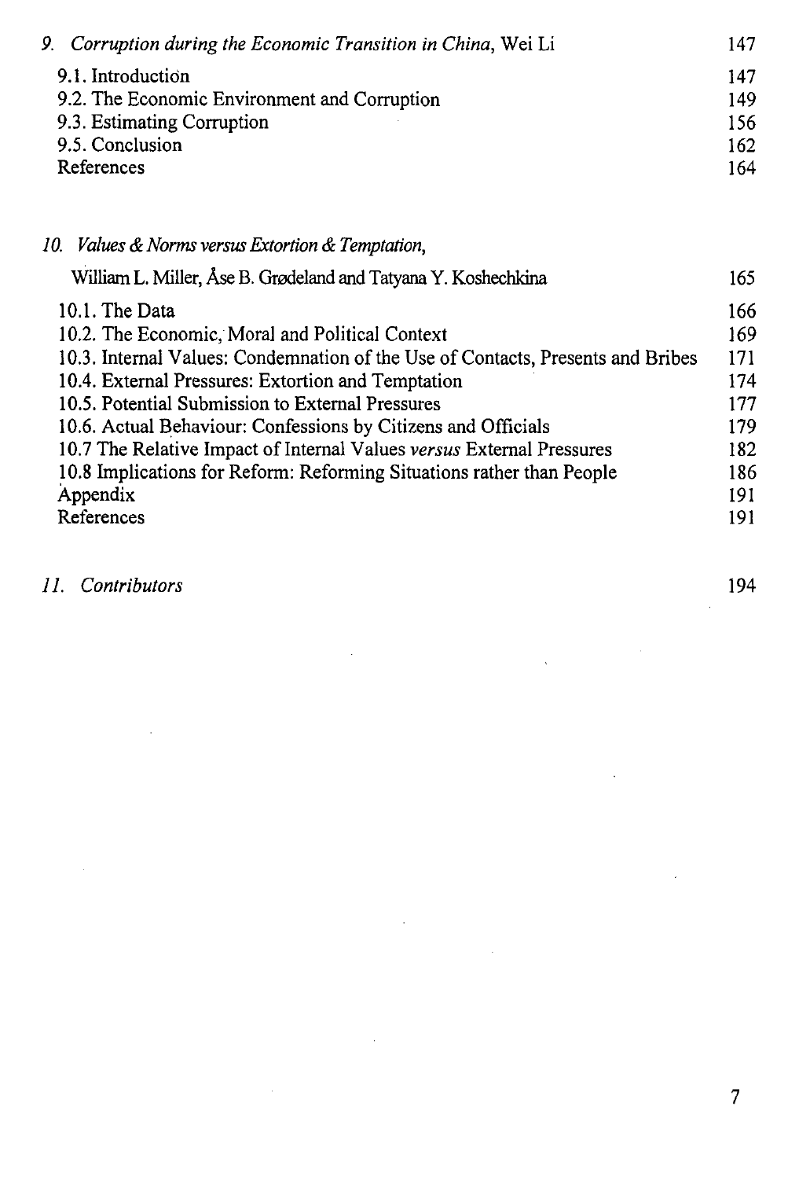*9. Corruption during the Economic Transition in China*, Wei Li 147

9.1. Introduction 147
9.2. The Economic Environment and Corruption 149
9.3. Estimating Corruption 156
9.5. Conclusion 162
References 164

*10. Values & Norms versus Extortion & Temptation*,
William L. Miller, Åse B. Grødeland and Tatyana Y. Koshechkina 165

10.1. The Data 166
10.2. The Economic, Moral and Political Context 169
10.3. Internal Values: Condemnation of the Use of Contacts, Presents and Bribes 171
10.4. External Pressures: Extortion and Temptation 174
10.5. Potential Submission to External Pressures 177
10.6. Actual Behaviour: Confessions by Citizens and Officials 179
10.7 The Relative Impact of Internal Values *versus* External Pressures 182
10.8 Implications for Reform: Reforming Situations rather than People 186
Appendix 191
References 191

*11. Contributors* 194